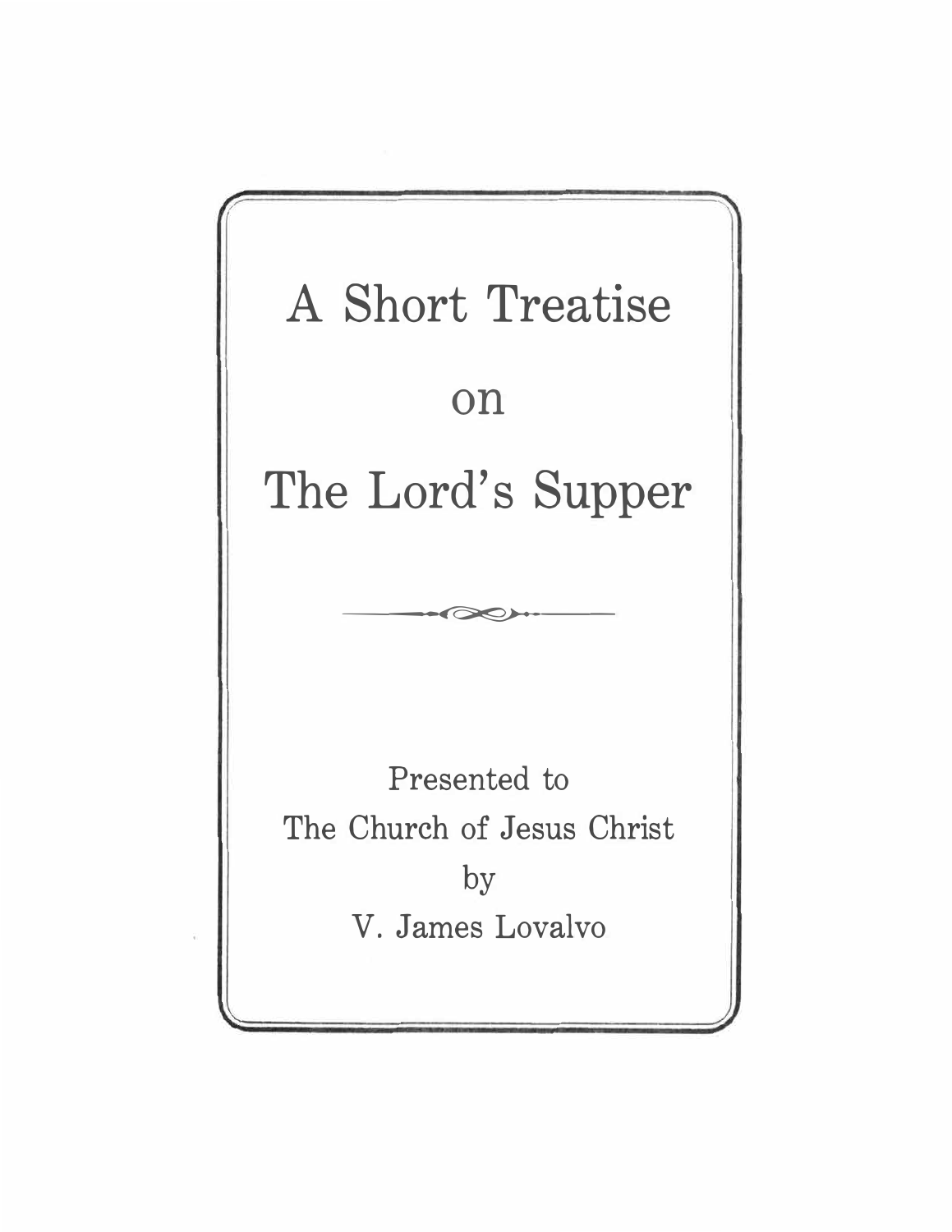# A Short Treatise

# on

# The Lord's Supper

Presented to
The Church of Jesus Christ
by
V. James Lovalvo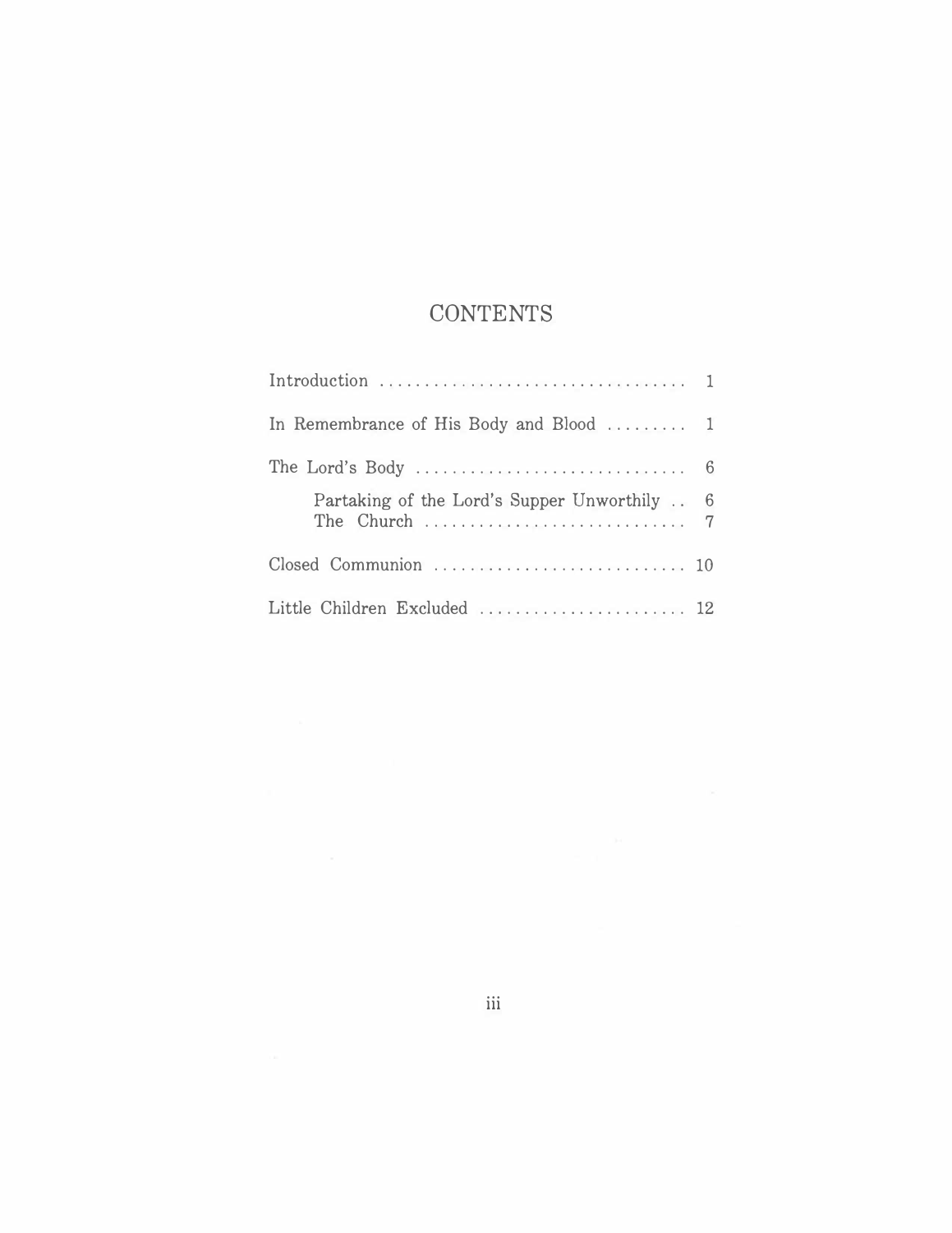# CONTENTS

| | |
|---|---|
| Introduction | 1 |
| In Remembrance of His Body and Blood | 1 |
| The Lord's Body | 6 |
| &nbsp;&nbsp;&nbsp;&nbsp;Partaking of the Lord's Supper Unworthily | 6 |
| &nbsp;&nbsp;&nbsp;&nbsp;The Church | 7 |
| Closed Communion | 10 |
| Little Children Excluded | 12 |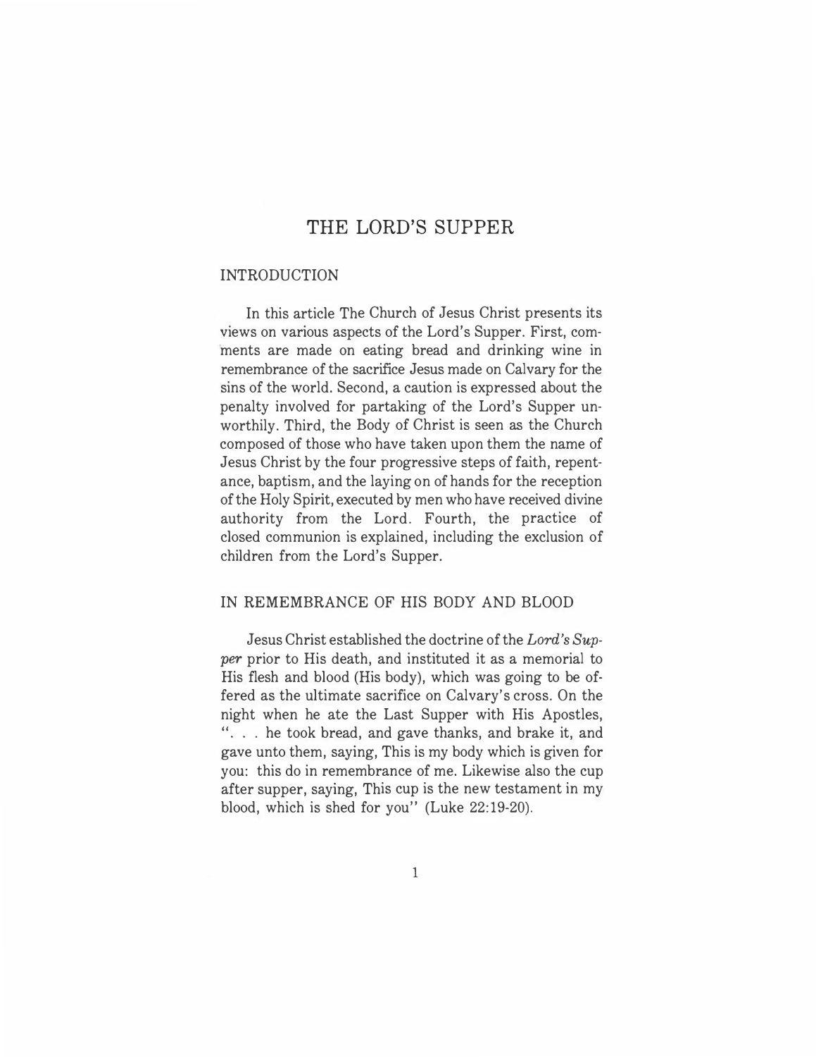# THE LORD'S SUPPER

## INTRODUCTION

In this article The Church of Jesus Christ presents its views on various aspects of the Lord's Supper. First, comments are made on eating bread and drinking wine in remembrance of the sacrifice Jesus made on Calvary for the sins of the world. Second, a caution is expressed about the penalty involved for partaking of the Lord's Supper unworthily. Third, the Body of Christ is seen as the Church composed of those who have taken upon them the name of Jesus Christ by the four progressive steps of faith, repentance, baptism, and the laying on of hands for the reception of the Holy Spirit, executed by men who have received divine authority from the Lord. Fourth, the practice of closed communion is explained, including the exclusion of children from the Lord's Supper.

## IN REMEMBRANCE OF HIS BODY AND BLOOD

Jesus Christ established the doctrine of the *Lord's Supper* prior to His death, and instituted it as a memorial to His flesh and blood (His body), which was going to be offered as the ultimate sacrifice on Calvary's cross. On the night when he ate the Last Supper with His Apostles, ". . . he took bread, and gave thanks, and brake it, and gave unto them, saying, This is my body which is given for you: this do in remembrance of me. Likewise also the cup after supper, saying, This cup is the new testament in my blood, which is shed for you" (Luke 22:19-20).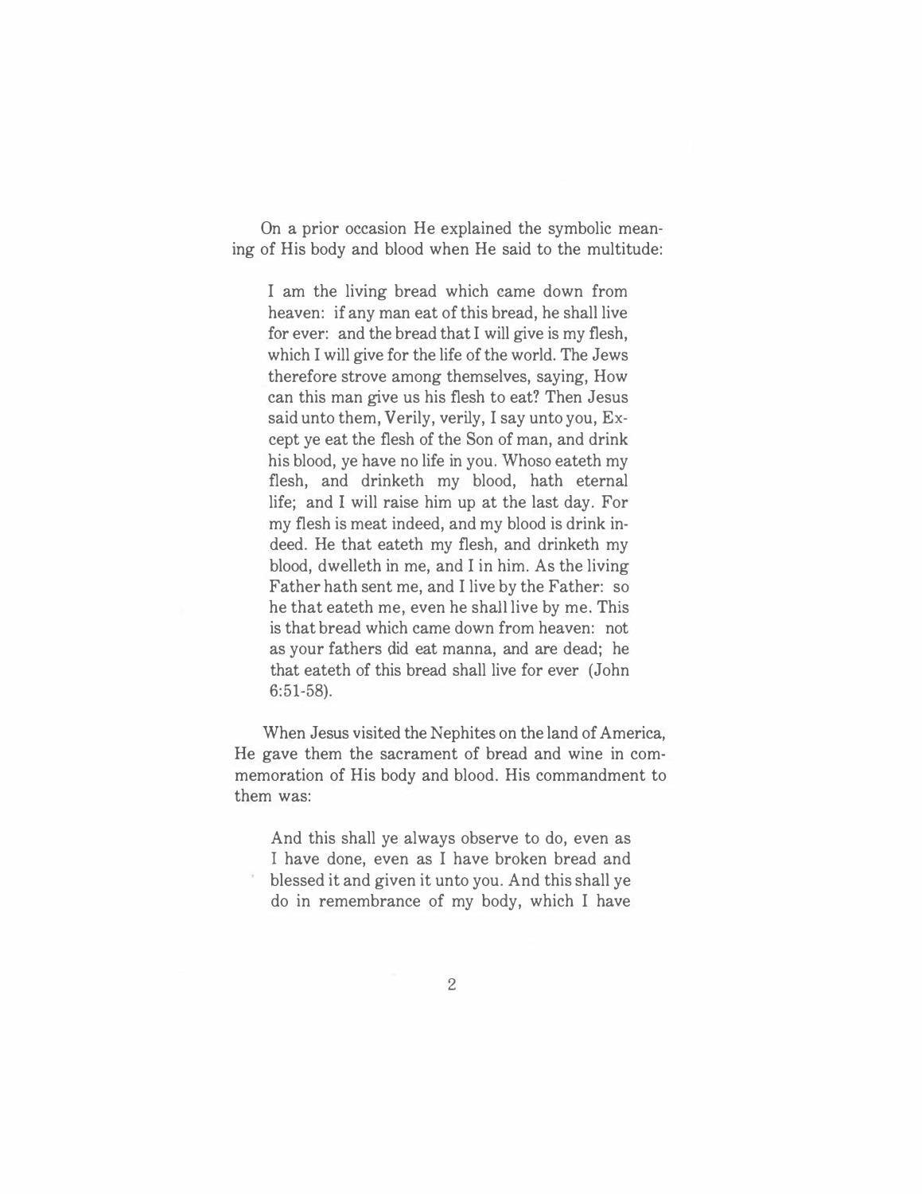On a prior occasion He explained the symbolic meaning of His body and blood when He said to the multitude:

> I am the living bread which came down from heaven: if any man eat of this bread, he shall live for ever: and the bread that I will give is my flesh, which I will give for the life of the world. The Jews therefore strove among themselves, saying, How can this man give us his flesh to eat? Then Jesus said unto them, Verily, verily, I say unto you, Except ye eat the flesh of the Son of man, and drink his blood, ye have no life in you. Whoso eateth my flesh, and drinketh my blood, hath eternal life; and I will raise him up at the last day. For my flesh is meat indeed, and my blood is drink indeed. He that eateth my flesh, and drinketh my blood, dwelleth in me, and I in him. As the living Father hath sent me, and I live by the Father: so he that eateth me, even he shall live by me. This is that bread which came down from heaven: not as your fathers did eat manna, and are dead; he that eateth of this bread shall live for ever (John 6:51-58).

When Jesus visited the Nephites on the land of America, He gave them the sacrament of bread and wine in commemoration of His body and blood. His commandment to them was:

> And this shall ye always observe to do, even as I have done, even as I have broken bread and blessed it and given it unto you. And this shall ye do in remembrance of my body, which I have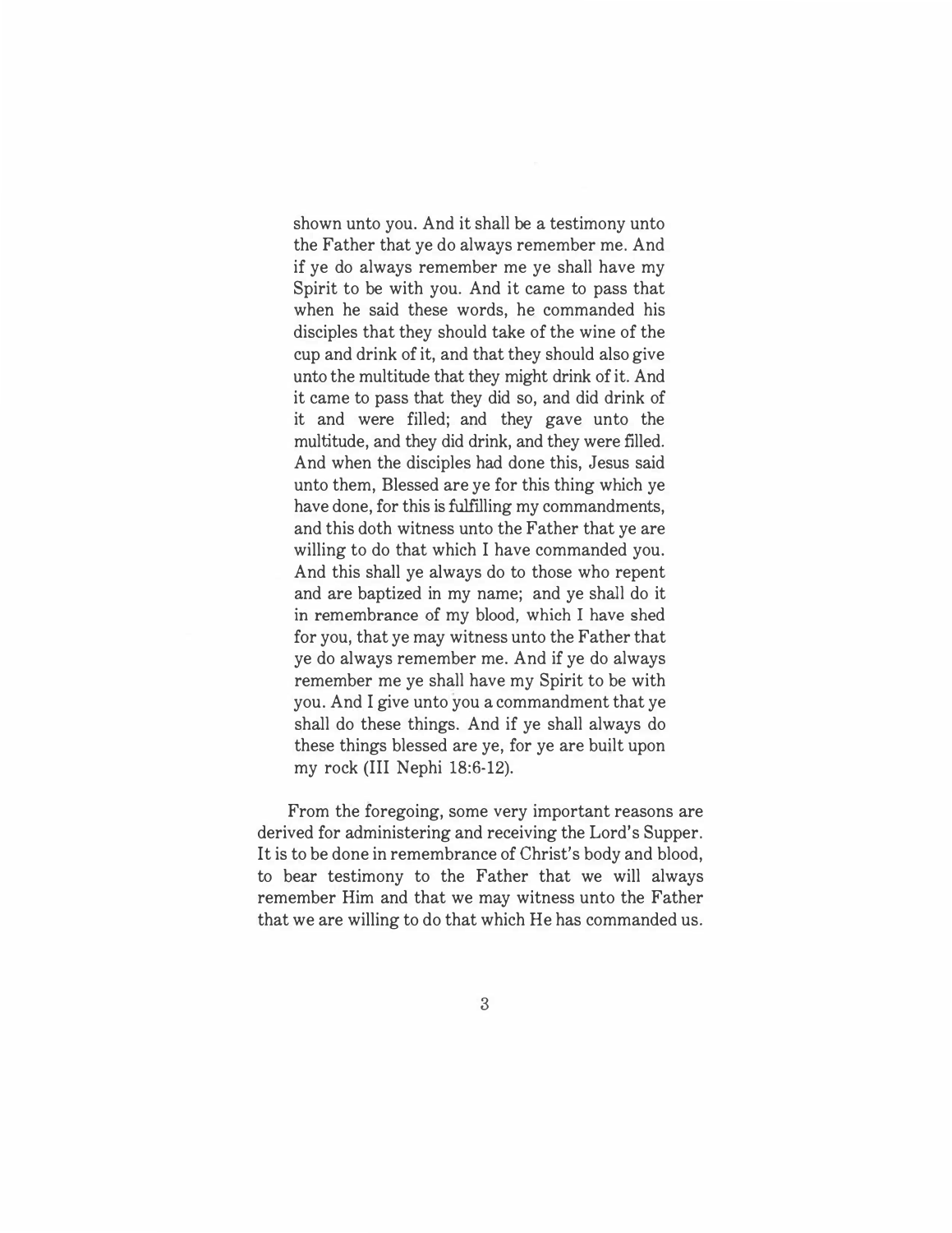> shown unto you. And it shall be a testimony unto the Father that ye do always remember me. And if ye do always remember me ye shall have my Spirit to be with you. And it came to pass that when he said these words, he commanded his disciples that they should take of the wine of the cup and drink of it, and that they should also give unto the multitude that they might drink of it. And it came to pass that they did so, and did drink of it and were filled; and they gave unto the multitude, and they did drink, and they were filled. And when the disciples had done this, Jesus said unto them, Blessed are ye for this thing which ye have done, for this is fulfilling my commandments, and this doth witness unto the Father that ye are willing to do that which I have commanded you. And this shall ye always do to those who repent and are baptized in my name; and ye shall do it in remembrance of my blood, which I have shed for you, that ye may witness unto the Father that ye do always remember me. And if ye do always remember me ye shall have my Spirit to be with you. And I give unto you a commandment that ye shall do these things. And if ye shall always do these things blessed are ye, for ye are built upon my rock (III Nephi 18:6-12).

From the foregoing, some very important reasons are derived for administering and receiving the Lord's Supper. It is to be done in remembrance of Christ's body and blood, to bear testimony to the Father that we will always remember Him and that we may witness unto the Father that we are willing to do that which He has commanded us.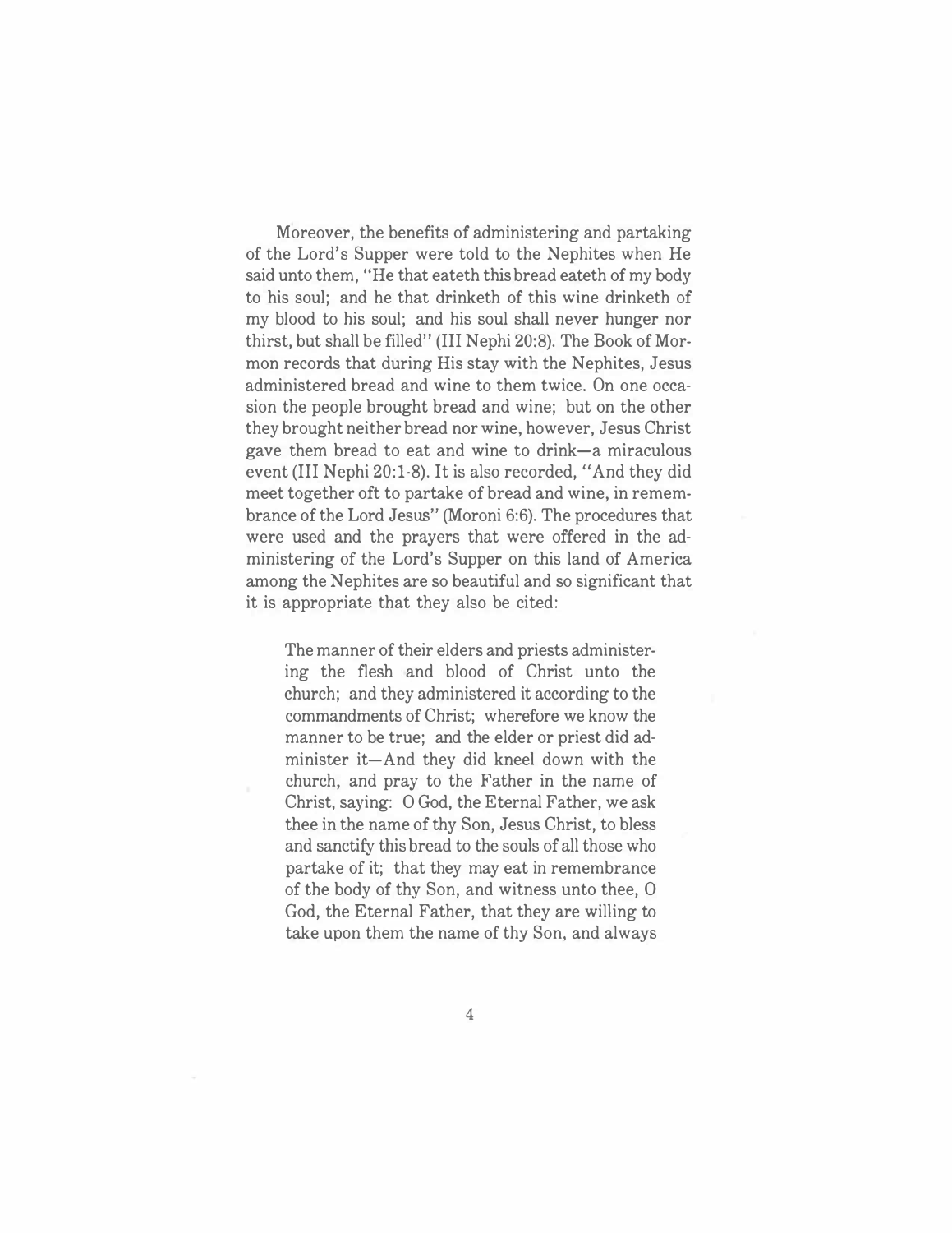Moreover, the benefits of administering and partaking of the Lord's Supper were told to the Nephites when He said unto them, "He that eateth this bread eateth of my body to his soul; and he that drinketh of this wine drinketh of my blood to his soul; and his soul shall never hunger nor thirst, but shall be filled" (III Nephi 20:8). The Book of Mormon records that during His stay with the Nephites, Jesus administered bread and wine to them twice. On one occasion the people brought bread and wine; but on the other they brought neither bread nor wine, however, Jesus Christ gave them bread to eat and wine to drink—a miraculous event (III Nephi 20:1-8). It is also recorded, "And they did meet together oft to partake of bread and wine, in remembrance of the Lord Jesus" (Moroni 6:6). The procedures that were used and the prayers that were offered in the administering of the Lord's Supper on this land of America among the Nephites are so beautiful and so significant that it is appropriate that they also be cited:

> The manner of their elders and priests administering the flesh and blood of Christ unto the church; and they administered it according to the commandments of Christ; wherefore we know the manner to be true; and the elder or priest did administer it—And they did kneel down with the church, and pray to the Father in the name of Christ, saying: O God, the Eternal Father, we ask thee in the name of thy Son, Jesus Christ, to bless and sanctify this bread to the souls of all those who partake of it; that they may eat in remembrance of the body of thy Son, and witness unto thee, O God, the Eternal Father, that they are willing to take upon them the name of thy Son, and always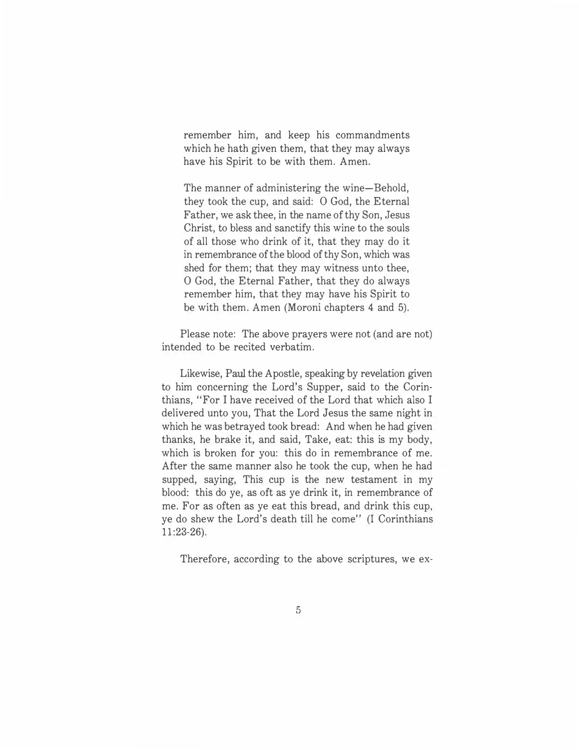> remember him, and keep his commandments which he hath given them, that they may always have his Spirit to be with them. Amen.
>
> The manner of administering the wine—Behold, they took the cup, and said: O God, the Eternal Father, we ask thee, in the name of thy Son, Jesus Christ, to bless and sanctify this wine to the souls of all those who drink of it, that they may do it in remembrance of the blood of thy Son, which was shed for them; that they may witness unto thee, O God, the Eternal Father, that they do always remember him, that they may have his Spirit to be with them. Amen (Moroni chapters 4 and 5).

Please note: The above prayers were not (and are not) intended to be recited verbatim.

Likewise, Paul the Apostle, speaking by revelation given to him concerning the Lord's Supper, said to the Corinthians, "For I have received of the Lord that which also I delivered unto you, That the Lord Jesus the same night in which he was betrayed took bread: And when he had given thanks, he brake it, and said, Take, eat: this is my body, which is broken for you: this do in remembrance of me. After the same manner also he took the cup, when he had supped, saying, This cup is the new testament in my blood: this do ye, as oft as ye drink it, in remembrance of me. For as often as ye eat this bread, and drink this cup, ye do shew the Lord's death till he come" (I Corinthians 11:23-26).

Therefore, according to the above scriptures, we ex-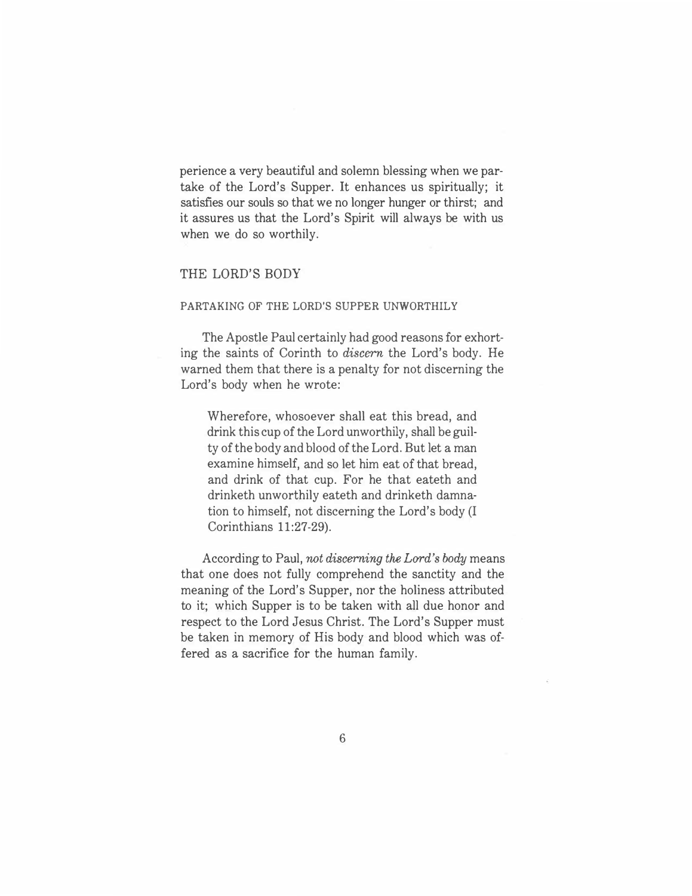perience a very beautiful and solemn blessing when we partake of the Lord's Supper. It enhances us spiritually; it satisfies our souls so that we no longer hunger or thirst; and it assures us that the Lord's Spirit will always be with us when we do so worthily.

## THE LORD'S BODY

### PARTAKING OF THE LORD'S SUPPER UNWORTHILY

The Apostle Paul certainly had good reasons for exhorting the saints of Corinth to *discern* the Lord's body. He warned them that there is a penalty for not discerning the Lord's body when he wrote:

> Wherefore, whosoever shall eat this bread, and drink this cup of the Lord unworthily, shall be guilty of the body and blood of the Lord. But let a man examine himself, and so let him eat of that bread, and drink of that cup. For he that eateth and drinketh unworthily eateth and drinketh damnation to himself, not discerning the Lord's body (I Corinthians 11:27-29).

According to Paul, *not discerning the Lord's body* means that one does not fully comprehend the sanctity and the meaning of the Lord's Supper, nor the holiness attributed to it; which Supper is to be taken with all due honor and respect to the Lord Jesus Christ. The Lord's Supper must be taken in memory of His body and blood which was offered as a sacrifice for the human family.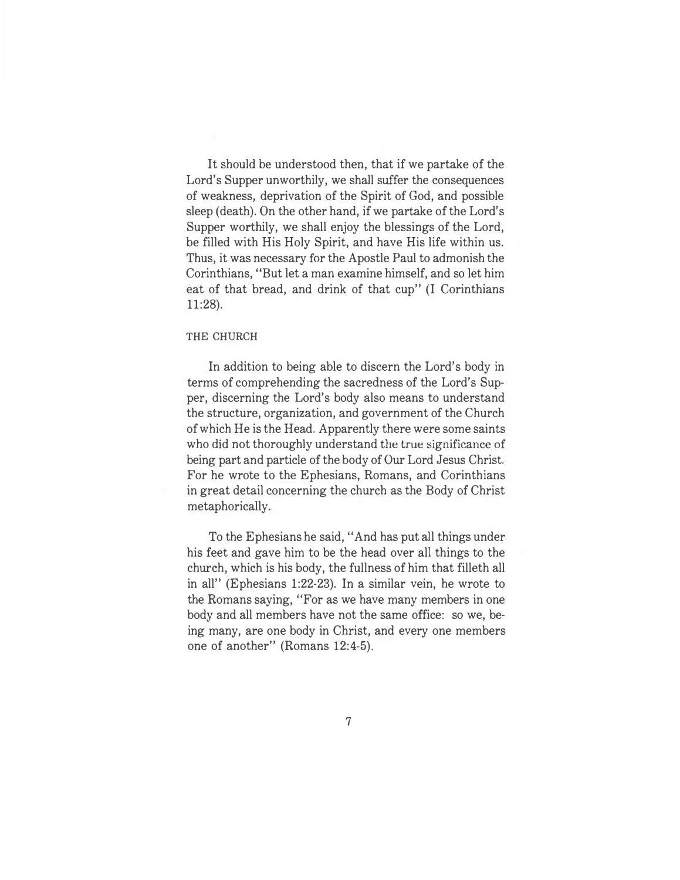It should be understood then, that if we partake of the Lord's Supper unworthily, we shall suffer the consequences of weakness, deprivation of the Spirit of God, and possible sleep (death). On the other hand, if we partake of the Lord's Supper worthily, we shall enjoy the blessings of the Lord, be filled with His Holy Spirit, and have His life within us. Thus, it was necessary for the Apostle Paul to admonish the Corinthians, "But let a man examine himself, and so let him eat of that bread, and drink of that cup" (I Corinthians 11:28).

## THE CHURCH

In addition to being able to discern the Lord's body in terms of comprehending the sacredness of the Lord's Supper, discerning the Lord's body also means to understand the structure, organization, and government of the Church of which He is the Head. Apparently there were some saints who did not thoroughly understand the true significance of being part and particle of the body of Our Lord Jesus Christ. For he wrote to the Ephesians, Romans, and Corinthians in great detail concerning the church as the Body of Christ metaphorically.

To the Ephesians he said, "And has put all things under his feet and gave him to be the head over all things to the church, which is his body, the fullness of him that filleth all in all" (Ephesians 1:22-23). In a similar vein, he wrote to the Romans saying, "For as we have many members in one body and all members have not the same office: so we, being many, are one body in Christ, and every one members one of another" (Romans 12:4-5).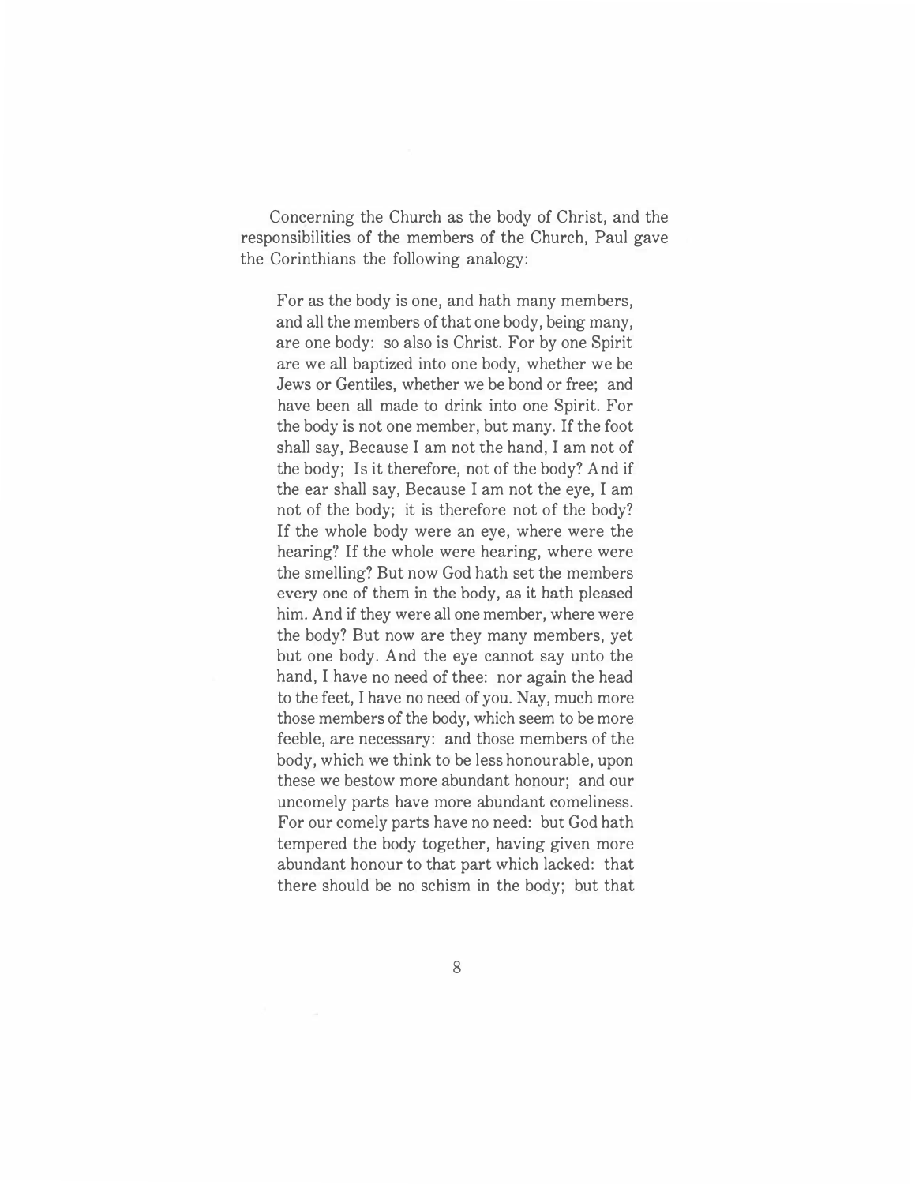Concerning the Church as the body of Christ, and the responsibilities of the members of the Church, Paul gave the Corinthians the following analogy:

> For as the body is one, and hath many members, and all the members of that one body, being many, are one body: so also is Christ. For by one Spirit are we all baptized into one body, whether we be Jews or Gentiles, whether we be bond or free; and have been all made to drink into one Spirit. For the body is not one member, but many. If the foot shall say, Because I am not the hand, I am not of the body; Is it therefore, not of the body? And if the ear shall say, Because I am not the eye, I am not of the body; it is therefore not of the body? If the whole body were an eye, where were the hearing? If the whole were hearing, where were the smelling? But now God hath set the members every one of them in the body, as it hath pleased him. And if they were all one member, where were the body? But now are they many members, yet but one body. And the eye cannot say unto the hand, I have no need of thee: nor again the head to the feet, I have no need of you. Nay, much more those members of the body, which seem to be more feeble, are necessary: and those members of the body, which we think to be less honourable, upon these we bestow more abundant honour; and our uncomely parts have more abundant comeliness. For our comely parts have no need: but God hath tempered the body together, having given more abundant honour to that part which lacked: that there should be no schism in the body; but that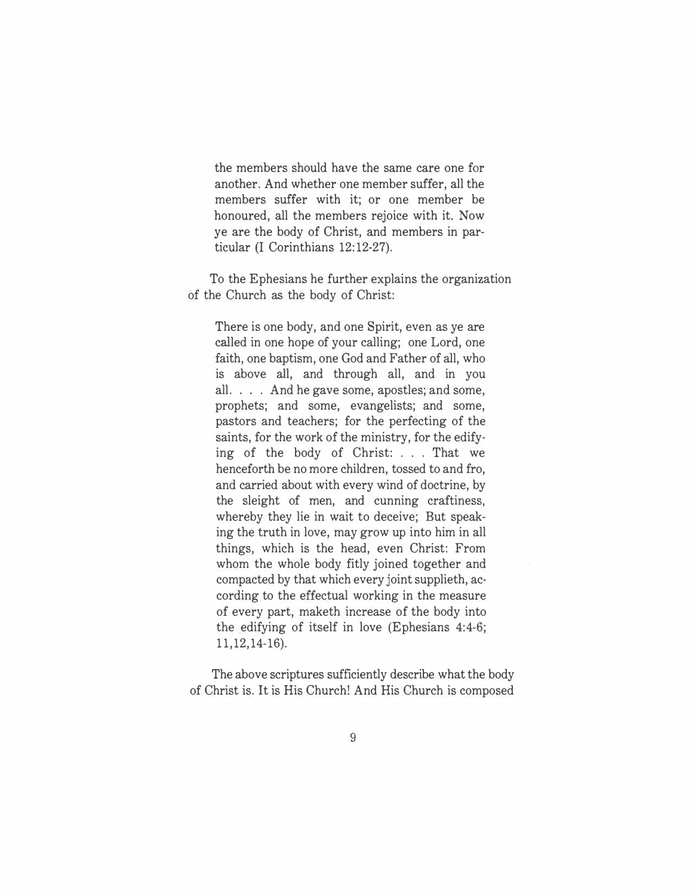> the members should have the same care one for another. And whether one member suffer, all the members suffer with it; or one member be honoured, all the members rejoice with it. Now ye are the body of Christ, and members in particular (I Corinthians 12:12-27).

To the Ephesians he further explains the organization of the Church as the body of Christ:

> There is one body, and one Spirit, even as ye are called in one hope of your calling; one Lord, one faith, one baptism, one God and Father of all, who is above all, and through all, and in you all. . . . And he gave some, apostles; and some, prophets; and some, evangelists; and some, pastors and teachers; for the perfecting of the saints, for the work of the ministry, for the edifying of the body of Christ: . . . That we henceforth be no more children, tossed to and fro, and carried about with every wind of doctrine, by the sleight of men, and cunning craftiness, whereby they lie in wait to deceive; But speaking the truth in love, may grow up into him in all things, which is the head, even Christ: From whom the whole body fitly joined together and compacted by that which every joint supplieth, according to the effectual working in the measure of every part, maketh increase of the body into the edifying of itself in love (Ephesians 4:4-6; 11,12,14-16).

The above scriptures sufficiently describe what the body of Christ is. It is His Church! And His Church is composed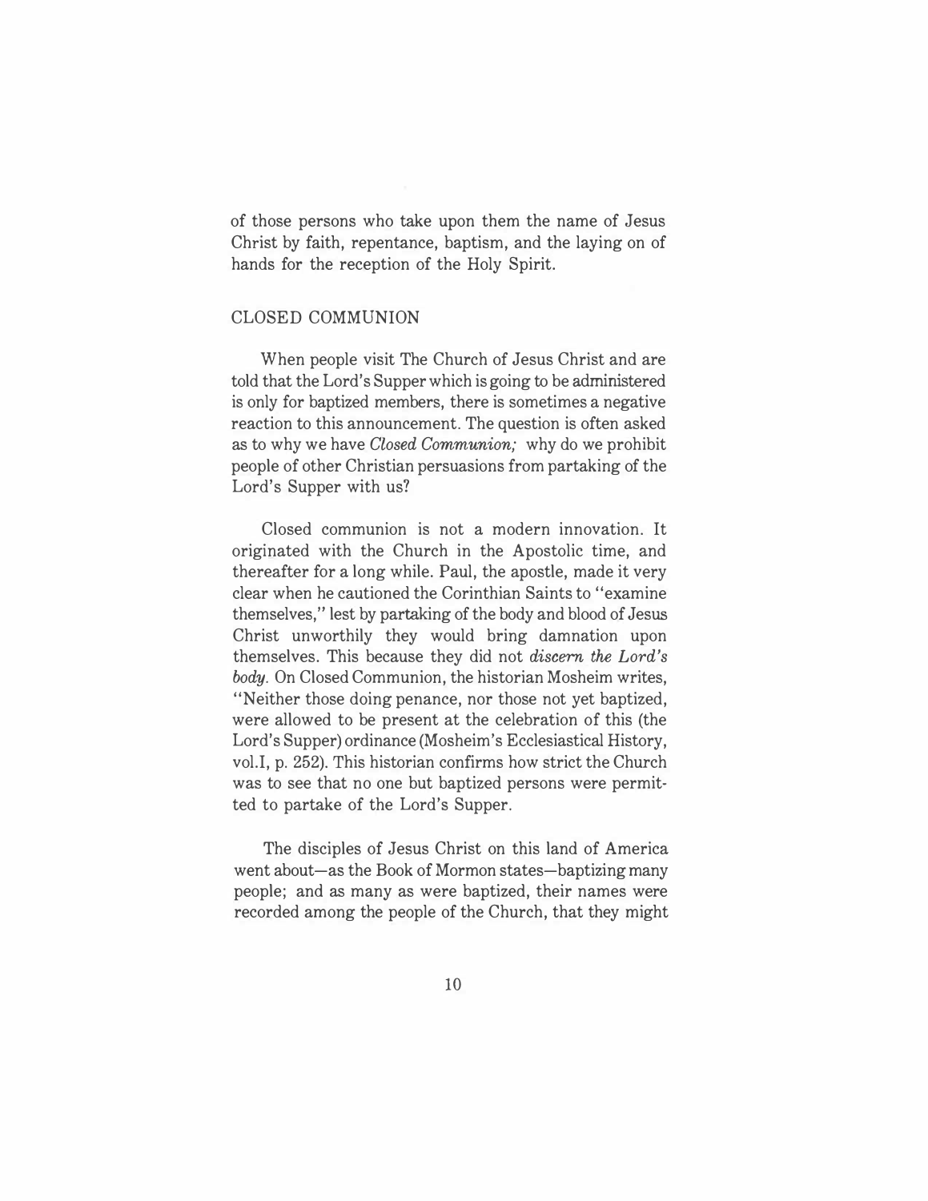of those persons who take upon them the name of Jesus Christ by faith, repentance, baptism, and the laying on of hands for the reception of the Holy Spirit.

## CLOSED COMMUNION

When people visit The Church of Jesus Christ and are told that the Lord's Supper which is going to be administered is only for baptized members, there is sometimes a negative reaction to this announcement. The question is often asked as to why we have *Closed Communion;* why do we prohibit people of other Christian persuasions from partaking of the Lord's Supper with us?

Closed communion is not a modern innovation. It originated with the Church in the Apostolic time, and thereafter for a long while. Paul, the apostle, made it very clear when he cautioned the Corinthian Saints to "examine themselves," lest by partaking of the body and blood of Jesus Christ unworthily they would bring damnation upon themselves. This because they did not *discern the Lord's body.* On Closed Communion, the historian Mosheim writes, "Neither those doing penance, nor those not yet baptized, were allowed to be present at the celebration of this (the Lord's Supper) ordinance (Mosheim's Ecclesiastical History, vol.I, p. 252). This historian confirms how strict the Church was to see that no one but baptized persons were permitted to partake of the Lord's Supper.

The disciples of Jesus Christ on this land of America went about—as the Book of Mormon states—baptizing many people; and as many as were baptized, their names were recorded among the people of the Church, that they might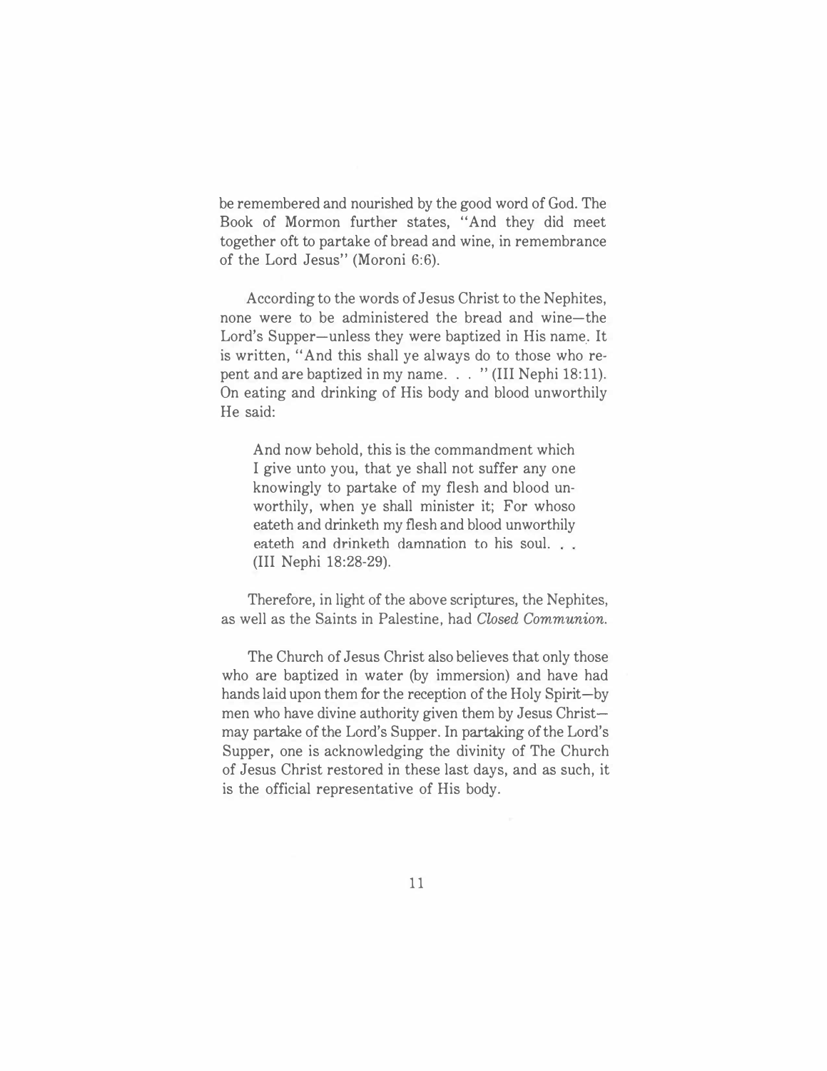be remembered and nourished by the good word of God. The Book of Mormon further states, "And they did meet together oft to partake of bread and wine, in remembrance of the Lord Jesus" (Moroni 6:6).

According to the words of Jesus Christ to the Nephites, none were to be administered the bread and wine—the Lord's Supper—unless they were baptized in His name. It is written, "And this shall ye always do to those who repent and are baptized in my name. . . " (III Nephi 18:11). On eating and drinking of His body and blood unworthily He said:

> And now behold, this is the commandment which I give unto you, that ye shall not suffer any one knowingly to partake of my flesh and blood unworthily, when ye shall minister it; For whoso eateth and drinketh my flesh and blood unworthily eateth and drinketh damnation to his soul. . . (III Nephi 18:28-29).

Therefore, in light of the above scriptures, the Nephites, as well as the Saints in Palestine, had *Closed Communion.*

The Church of Jesus Christ also believes that only those who are baptized in water (by immersion) and have had hands laid upon them for the reception of the Holy Spirit—by men who have divine authority given them by Jesus Christ—may partake of the Lord's Supper. In partaking of the Lord's Supper, one is acknowledging the divinity of The Church of Jesus Christ restored in these last days, and as such, it is the official representative of His body.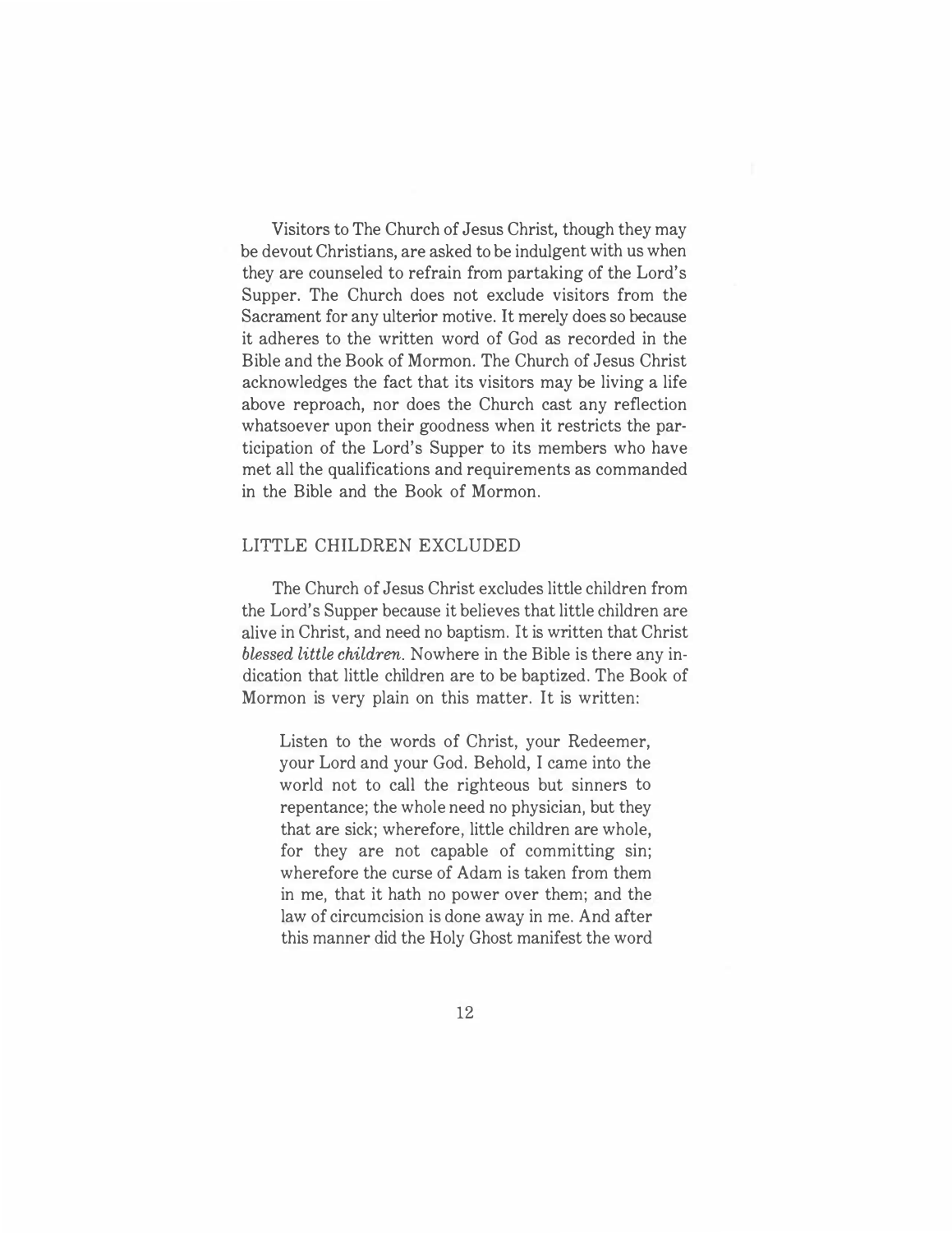Visitors to The Church of Jesus Christ, though they may be devout Christians, are asked to be indulgent with us when they are counseled to refrain from partaking of the Lord's Supper. The Church does not exclude visitors from the Sacrament for any ulterior motive. It merely does so because it adheres to the written word of God as recorded in the Bible and the Book of Mormon. The Church of Jesus Christ acknowledges the fact that its visitors may be living a life above reproach, nor does the Church cast any reflection whatsoever upon their goodness when it restricts the participation of the Lord's Supper to its members who have met all the qualifications and requirements as commanded in the Bible and the Book of Mormon.

## LITTLE CHILDREN EXCLUDED

The Church of Jesus Christ excludes little children from the Lord's Supper because it believes that little children are alive in Christ, and need no baptism. It is written that Christ *blessed little children*. Nowhere in the Bible is there any indication that little children are to be baptized. The Book of Mormon is very plain on this matter. It is written:

> Listen to the words of Christ, your Redeemer, your Lord and your God. Behold, I came into the world not to call the righteous but sinners to repentance; the whole need no physician, but they that are sick; wherefore, little children are whole, for they are not capable of committing sin; wherefore the curse of Adam is taken from them in me, that it hath no power over them; and the law of circumcision is done away in me. And after this manner did the Holy Ghost manifest the word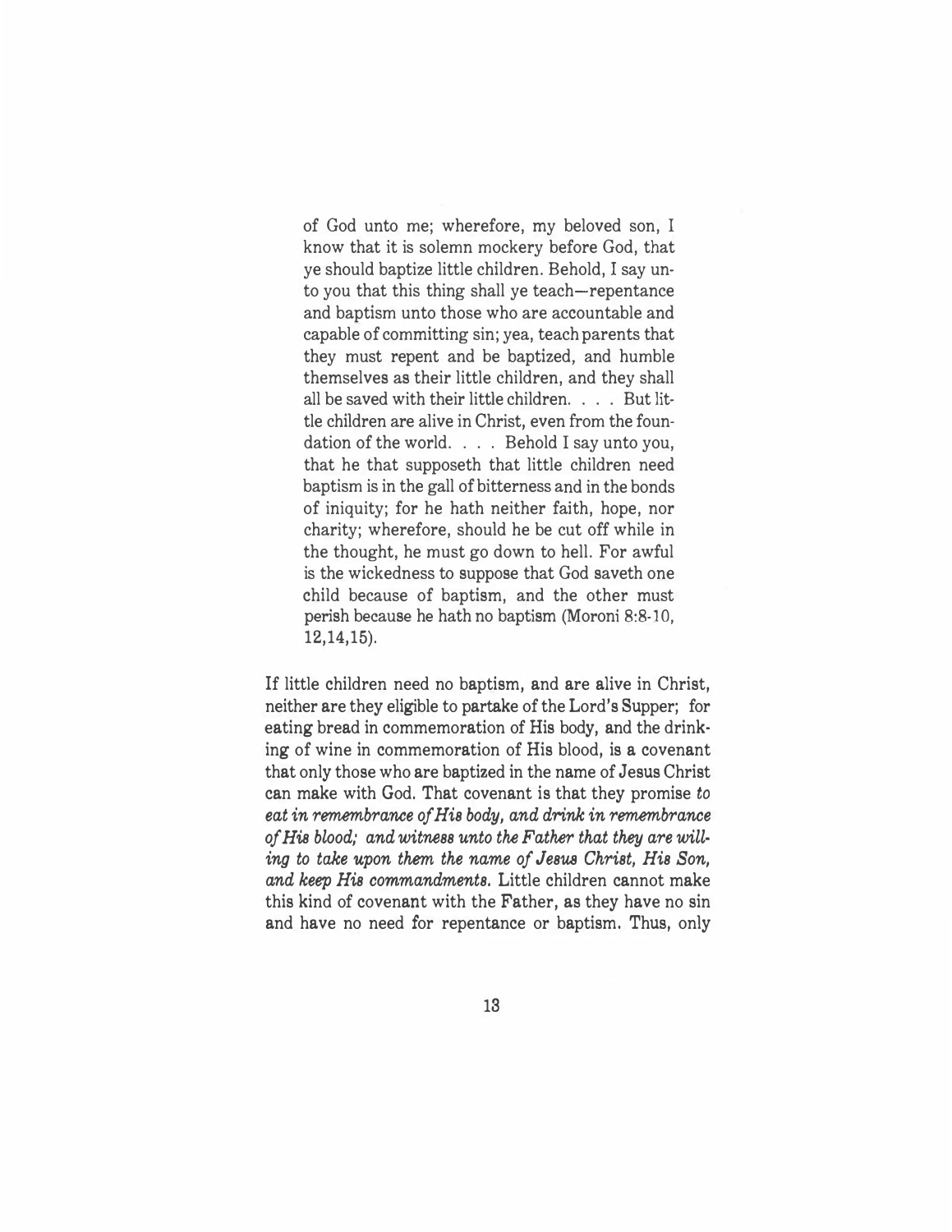> of God unto me; wherefore, my beloved son, I know that it is solemn mockery before God, that ye should baptize little children. Behold, I say unto you that this thing shall ye teach—repentance and baptism unto those who are accountable and capable of committing sin; yea, teach parents that they must repent and be baptized, and humble themselves as their little children, and they shall all be saved with their little children. . . . But little children are alive in Christ, even from the foundation of the world. . . . Behold I say unto you, that he that supposeth that little children need baptism is in the gall of bitterness and in the bonds of iniquity; for he hath neither faith, hope, nor charity; wherefore, should he be cut off while in the thought, he must go down to hell. For awful is the wickedness to suppose that God saveth one child because of baptism, and the other must perish because he hath no baptism (Moroni 8:8-10, 12,14,15).

If little children need no baptism, and are alive in Christ, neither are they eligible to partake of the Lord's Supper; for eating bread in commemoration of His body, and the drinking of wine in commemoration of His blood, is a covenant that only those who are baptized in the name of Jesus Christ can make with God. That covenant is that they promise *to eat in remembrance of His body, and drink in remembrance of His blood; and witness unto the Father that they are willing to take upon them the name of Jesus Christ, His Son, and keep His commandments.* Little children cannot make this kind of covenant with the Father, as they have no sin and have no need for repentance or baptism. Thus, only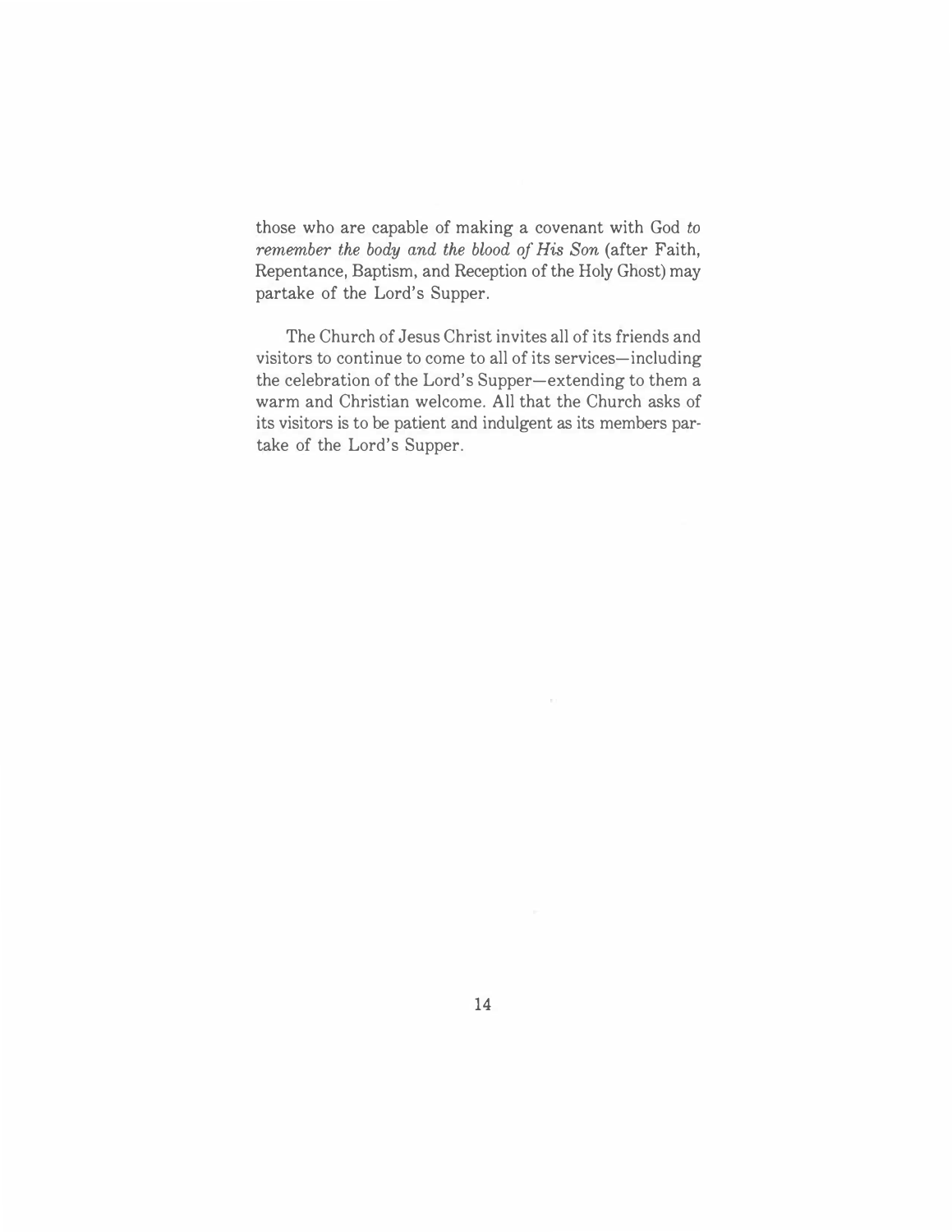those who are capable of making a covenant with God *to remember the body and the blood of His Son* (after Faith, Repentance, Baptism, and Reception of the Holy Ghost) may partake of the Lord's Supper.

The Church of Jesus Christ invites all of its friends and visitors to continue to come to all of its services—including the celebration of the Lord's Supper—extending to them a warm and Christian welcome. All that the Church asks of its visitors is to be patient and indulgent as its members partake of the Lord's Supper.